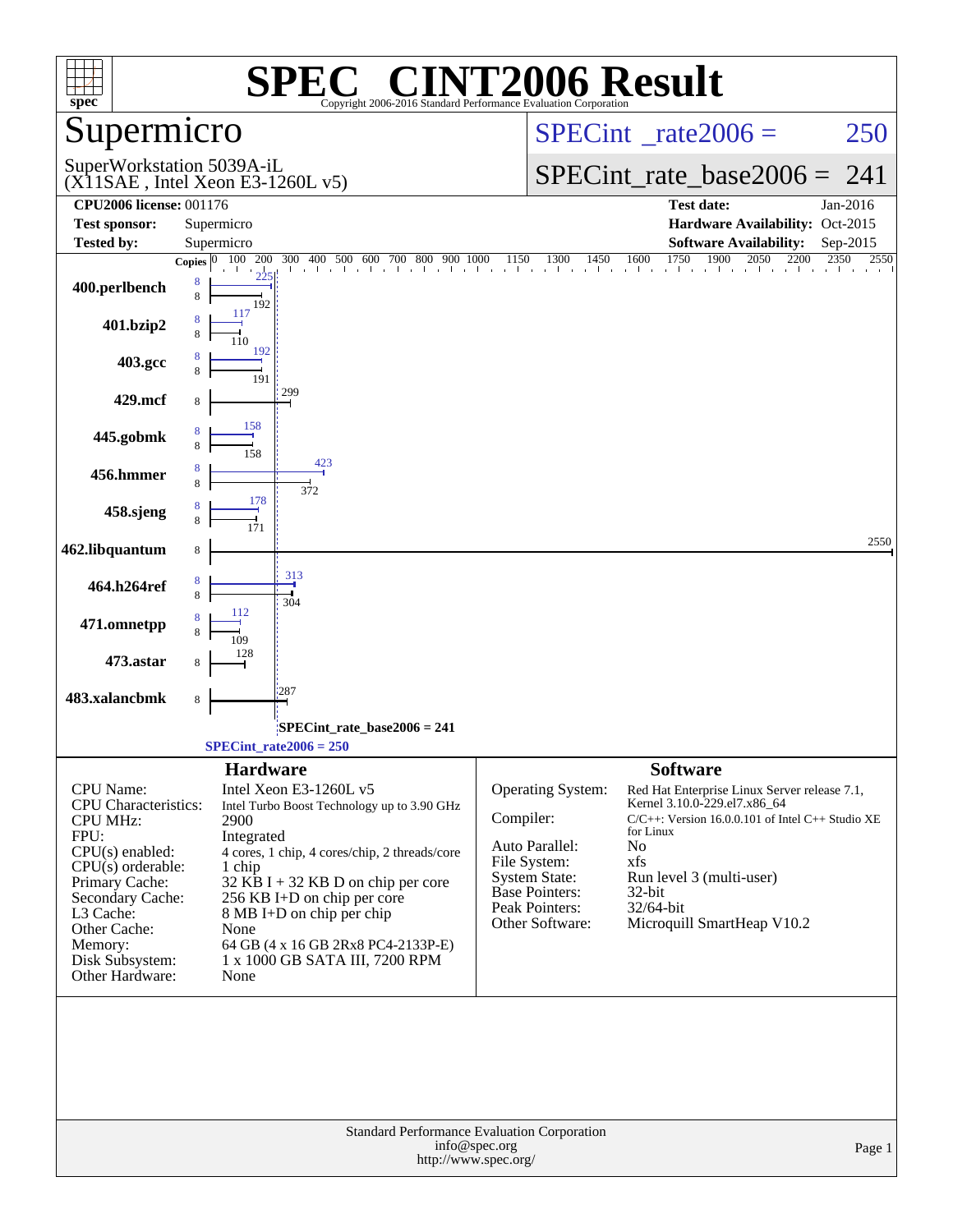# SPEC® CINT2006 Result

Copyright 2006-2016 Standard Performance Evaluation Corporation

## Supermicro

SuperWorkstation 5039A-iL
(X11SAE , Intel Xeon E3-1260L v5)

SPECint_rate2006 = 250

SPECint_rate_base2006 = 241

| | | | |
|---|---|---|---|
| **CPU2006 license:** 001176 | | **Test date:** | Jan-2016 |
| **Test sponsor:** | Supermicro | **Hardware Availability:** | Oct-2015 |
| **Tested by:** | Supermicro | **Software Availability:** | Sep-2015 |

| Benchmark | Copies | Peak | Base |
|---|---|---|---|
| 400.perlbench | 8 | 225 | 192 |
| 401.bzip2 | 8 | 117 | 110 |
| 403.gcc | 8 | 192 | 191 |
| 429.mcf | 8 | | 299 |
| 445.gobmk | 8 | 158 | 158 |
| 456.hmmer | 8 | 423 | 372 |
| 458.sjeng | 8 | 178 | 171 |
| 462.libquantum | 8 | | 2550 |
| 464.h264ref | 8 | 313 | 304 |
| 471.omnetpp | 8 | 112 | 109 |
| 473.astar | 8 | | 128 |
| 483.xalancbmk | 8 | | 287 |

SPECint_rate_base2006 = 241

SPECint_rate2006 = 250

### Hardware

| | |
|---|---|
| CPU Name: | Intel Xeon E3-1260L v5 |
| CPU Characteristics: | Intel Turbo Boost Technology up to 3.90 GHz |
| CPU MHz: | 2900 |
| FPU: | Integrated |
| CPU(s) enabled: | 4 cores, 1 chip, 4 cores/chip, 2 threads/core |
| CPU(s) orderable: | 1 chip |
| Primary Cache: | 32 KB I + 32 KB D on chip per core |
| Secondary Cache: | 256 KB I+D on chip per core |
| L3 Cache: | 8 MB I+D on chip per chip |
| Other Cache: | None |
| Memory: | 64 GB (4 x 16 GB 2Rx8 PC4-2133P-E) |
| Disk Subsystem: | 1 x 1000 GB SATA III, 7200 RPM |
| Other Hardware: | None |

### Software

| | |
|---|---|
| Operating System: | Red Hat Enterprise Linux Server release 7.1, Kernel 3.10.0-229.el7.x86_64 |
| Compiler: | C/C++: Version 16.0.0.101 of Intel C++ Studio XE for Linux |
| Auto Parallel: | No |
| File System: | xfs |
| System State: | Run level 3 (multi-user) |
| Base Pointers: | 32-bit |
| Peak Pointers: | 32/64-bit |
| Other Software: | Microquill SmartHeap V10.2 |

Standard Performance Evaluation Corporation
info@spec.org
http://www.spec.org/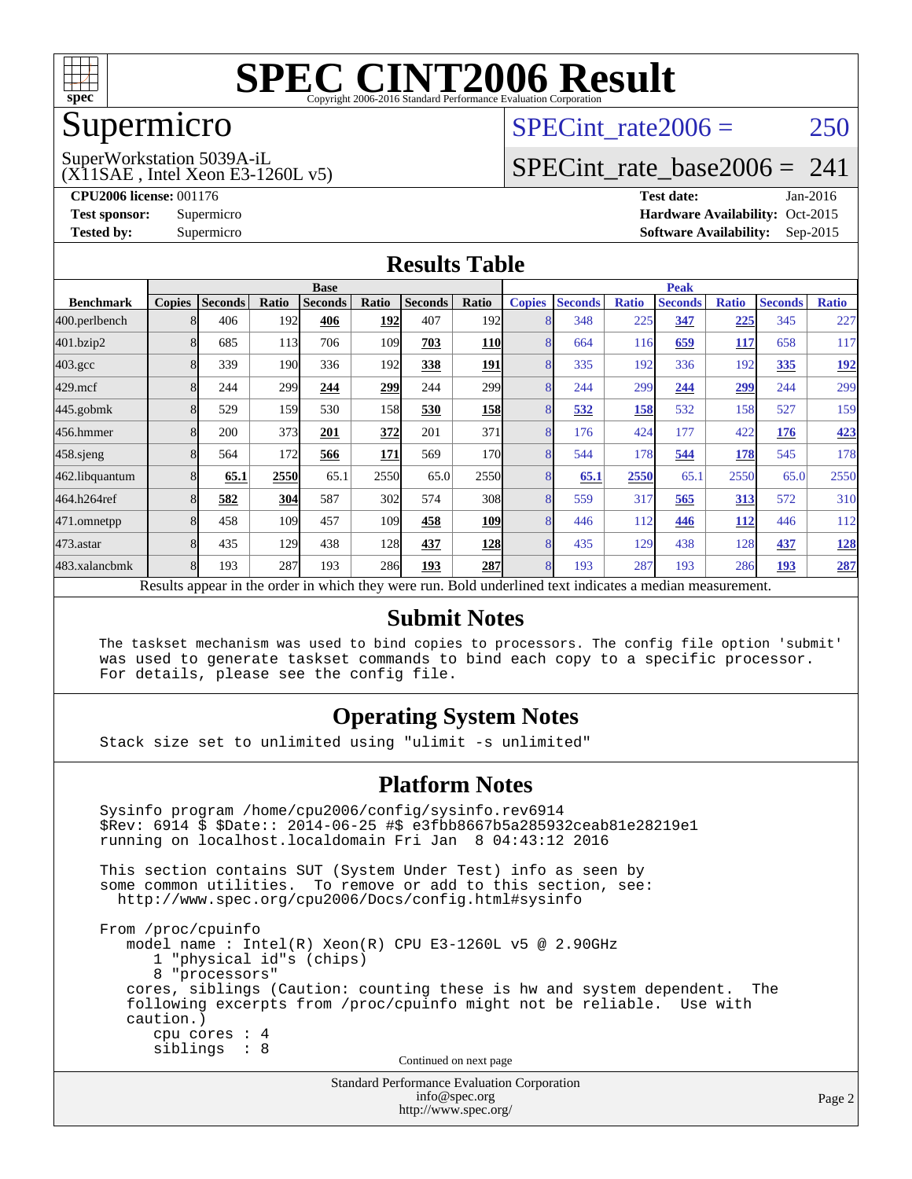# SPEC CINT2006 Result

Copyright 2006-2016 Standard Performance Evaluation Corporation

## Supermicro

SuperWorkstation 5039A-iL
(X11SAE , Intel Xeon E3-1260L v5)

SPECint_rate2006 = 250

SPECint_rate_base2006 = 241

**CPU2006 license:** 001176
**Test sponsor:** Supermicro
**Tested by:** Supermicro

**Test date:** Jan-2016
**Hardware Availability:** Oct-2015
**Software Availability:** Sep-2015

## Results Table

| Benchmark | Base | | | | | | | Peak | | | | | | |
|---|---|---|---|---|---|---|---|---|---|---|---|---|---|---|
| | Copies | Seconds | Ratio | Seconds | Ratio | Seconds | Ratio | Copies | Seconds | Ratio | Seconds | Ratio | Seconds | Ratio |
| 400.perlbench | 8 | 406 | 192 | **406** | **192** | 407 | 192 | 8 | 348 | 225 | **347** | **225** | 345 | 227 |
| 401.bzip2 | 8 | 685 | 113 | 706 | 109 | **703** | **110** | 8 | 664 | 116 | **659** | **117** | 658 | 117 |
| 403.gcc | 8 | 339 | 190 | 336 | 192 | **338** | **191** | 8 | 335 | 192 | 336 | 192 | **335** | **192** |
| 429.mcf | 8 | 244 | 299 | **244** | **299** | 244 | 299 | 8 | 244 | 299 | **244** | **299** | 244 | 299 |
| 445.gobmk | 8 | 529 | 159 | 530 | 158 | **530** | **158** | 8 | **532** | **158** | 532 | 158 | 527 | 159 |
| 456.hmmer | 8 | 200 | 373 | **201** | **372** | 201 | 371 | 8 | 176 | 424 | 177 | 422 | **176** | **423** |
| 458.sjeng | 8 | 564 | 172 | **566** | **171** | 569 | 170 | 8 | 544 | 178 | **544** | **178** | 545 | 178 |
| 462.libquantum | 8 | **65.1** | **2550** | 65.1 | 2550 | 65.0 | 2550 | 8 | **65.1** | **2550** | 65.1 | 2550 | 65.0 | 2550 |
| 464.h264ref | 8 | **582** | **304** | 587 | 302 | 574 | 308 | 8 | 559 | 317 | **565** | **313** | 572 | 310 |
| 471.omnetpp | 8 | 458 | 109 | 457 | 109 | **458** | **109** | 8 | 446 | 112 | **446** | **112** | 446 | 112 |
| 473.astar | 8 | 435 | 129 | 438 | 128 | **437** | **128** | 8 | 435 | 129 | 438 | 128 | **437** | **128** |
| 483.xalancbmk | 8 | 193 | 287 | 193 | 286 | **193** | **287** | 8 | 193 | 287 | 193 | 286 | **193** | **287** |

Results appear in the order in which they were run. Bold underlined text indicates a median measurement.

## Submit Notes

```
The taskset mechanism was used to bind copies to processors. The config file option 'submit'
was used to generate taskset commands to bind each copy to a specific processor.
For details, please see the config file.
```

## Operating System Notes

```
Stack size set to unlimited using "ulimit -s unlimited"
```

## Platform Notes

```
Sysinfo program /home/cpu2006/config/sysinfo.rev6914
$Rev: 6914 $ $Date:: 2014-06-25 #$ e3fbb8667b5a285932ceab81e28219e1
running on localhost.localdomain Fri Jan  8 04:43:12 2016

This section contains SUT (System Under Test) info as seen by
some common utilities.  To remove or add to this section, see:
  http://www.spec.org/cpu2006/Docs/config.html#sysinfo

From /proc/cpuinfo
   model name : Intel(R) Xeon(R) CPU E3-1260L v5 @ 2.90GHz
      1 "physical id"s (chips)
      8 "processors"
   cores, siblings (Caution: counting these is hw and system dependent.  The
   following excerpts from /proc/cpuinfo might not be reliable.  Use with
   caution.)
      cpu cores : 4
      siblings  : 8
```

Continued on next page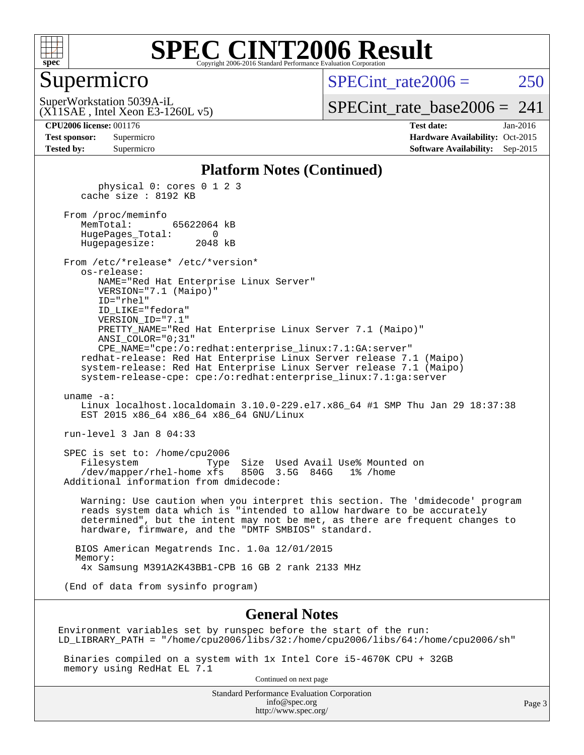# SPEC CINT2006 Result

## Supermicro

SuperWorkstation 5039A-iL
(X11SAE , Intel Xeon E3-1260L v5)

SPECint_rate2006 = 250

SPECint_rate_base2006 = 241

**CPU2006 license:** 001176
**Test sponsor:** Supermicro
**Tested by:** Supermicro

**Test date:** Jan-2016
**Hardware Availability:** Oct-2015
**Software Availability:** Sep-2015

### Platform Notes (Continued)

```
        physical 0: cores 0 1 2 3
     cache size : 8192 KB

   From /proc/meminfo
      MemTotal:       65622064 kB
      HugePages_Total:       0
      Hugepagesize:       2048 kB

   From /etc/*release* /etc/*version*
      os-release:
         NAME="Red Hat Enterprise Linux Server"
         VERSION="7.1 (Maipo)"
         ID="rhel"
         ID_LIKE="fedora"
         VERSION_ID="7.1"
         PRETTY_NAME="Red Hat Enterprise Linux Server 7.1 (Maipo)"
         ANSI_COLOR="0;31"
         CPE_NAME="cpe:/o:redhat:enterprise_linux:7.1:GA:server"
      redhat-release: Red Hat Enterprise Linux Server release 7.1 (Maipo)
      system-release: Red Hat Enterprise Linux Server release 7.1 (Maipo)
      system-release-cpe: cpe:/o:redhat:enterprise_linux:7.1:ga:server

   uname -a:
      Linux localhost.localdomain 3.10.0-229.el7.x86_64 #1 SMP Thu Jan 29 18:37:38
      EST 2015 x86_64 x86_64 x86_64 GNU/Linux

   run-level 3 Jan 8 04:33

   SPEC is set to: /home/cpu2006
      Filesystem            Type  Size  Used Avail Use% Mounted on
      /dev/mapper/rhel-home xfs   850G  3.5G  846G   1% /home
   Additional information from dmidecode:

      Warning: Use caution when you interpret this section. The 'dmidecode' program
      reads system data which is "intended to allow hardware to be accurately
      determined", but the intent may not be met, as there are frequent changes to
      hardware, firmware, and the "DMTF SMBIOS" standard.

     BIOS American Megatrends Inc. 1.0a 12/01/2015
     Memory:
      4x Samsung M391A2K43BB1-CPB 16 GB 2 rank 2133 MHz

   (End of data from sysinfo program)
```

### General Notes

```
Environment variables set by runspec before the start of the run:
LD_LIBRARY_PATH = "/home/cpu2006/libs/32:/home/cpu2006/libs/64:/home/cpu2006/sh"

 Binaries compiled on a system with 1x Intel Core i5-4670K CPU + 32GB
 memory using RedHat EL 7.1
```

Continued on next page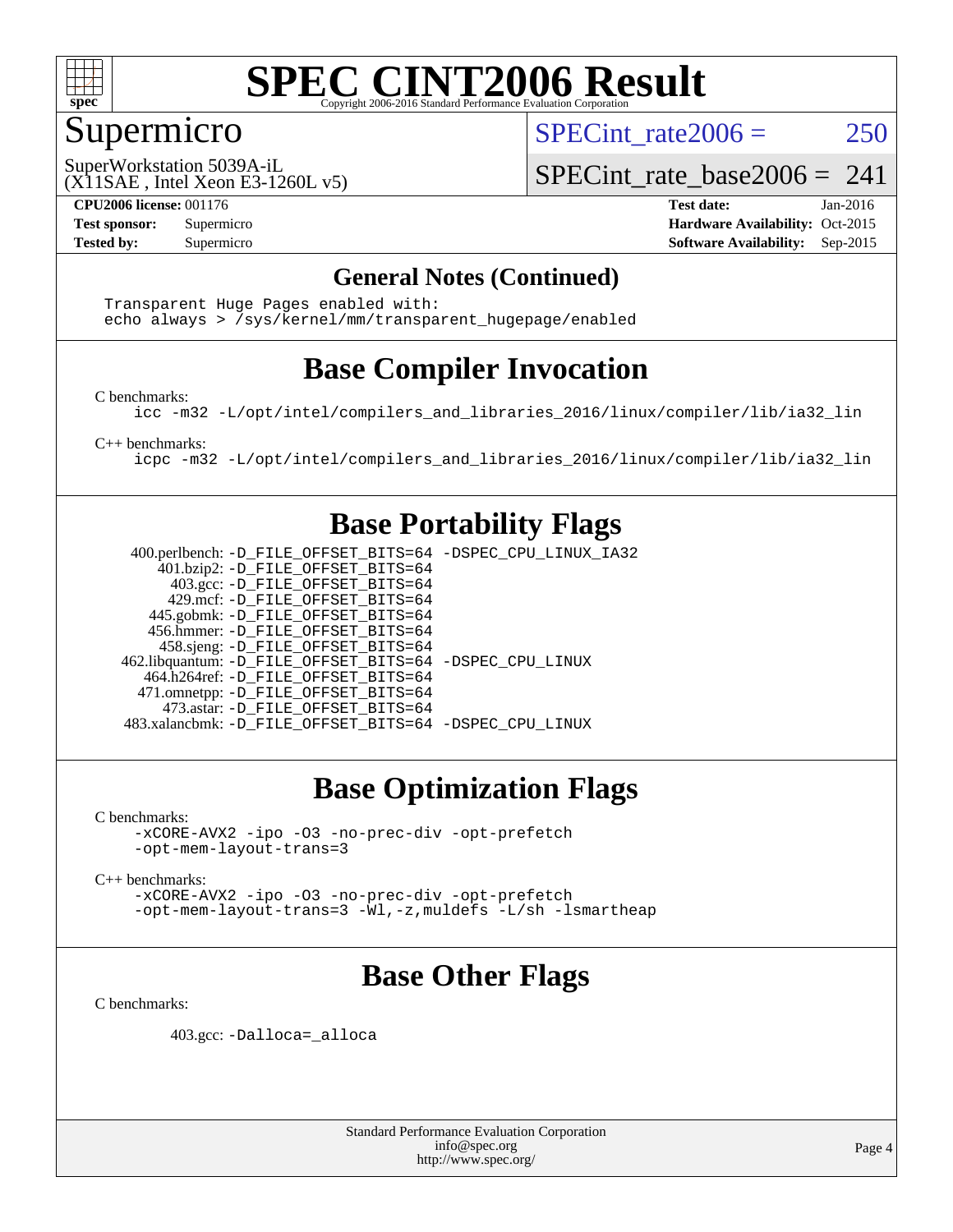# SPEC CINT2006 Result

Copyright 2006-2016 Standard Performance Evaluation Corporation

## Supermicro

SuperWorkstation 5039A-iL
(X11SAE , Intel Xeon E3-1260L v5)

SPECint_rate2006 = 250

SPECint_rate_base2006 = 241

| | | | |
|---|---|---|---|
| **CPU2006 license:** | 001176 | **Test date:** | Jan-2016 |
| **Test sponsor:** | Supermicro | **Hardware Availability:** | Oct-2015 |
| **Tested by:** | Supermicro | **Software Availability:** | Sep-2015 |

### General Notes (Continued)

```
Transparent Huge Pages enabled with:
echo always > /sys/kernel/mm/transparent_hugepage/enabled
```

## Base Compiler Invocation

C benchmarks:

```
icc -m32 -L/opt/intel/compilers_and_libraries_2016/linux/compiler/lib/ia32_lin
```

C++ benchmarks:

```
icpc -m32 -L/opt/intel/compilers_and_libraries_2016/linux/compiler/lib/ia32_lin
```

## Base Portability Flags

```
400.perlbench: -D_FILE_OFFSET_BITS=64 -DSPEC_CPU_LINUX_IA32
   401.bzip2: -D_FILE_OFFSET_BITS=64
     403.gcc: -D_FILE_OFFSET_BITS=64
     429.mcf: -D_FILE_OFFSET_BITS=64
   445.gobmk: -D_FILE_OFFSET_BITS=64
   456.hmmer: -D_FILE_OFFSET_BITS=64
   458.sjeng: -D_FILE_OFFSET_BITS=64
462.libquantum: -D_FILE_OFFSET_BITS=64 -DSPEC_CPU_LINUX
 464.h264ref: -D_FILE_OFFSET_BITS=64
 471.omnetpp: -D_FILE_OFFSET_BITS=64
   473.astar: -D_FILE_OFFSET_BITS=64
483.xalancbmk: -D_FILE_OFFSET_BITS=64 -DSPEC_CPU_LINUX
```

## Base Optimization Flags

C benchmarks:

```
-xCORE-AVX2 -ipo -O3 -no-prec-div -opt-prefetch
-opt-mem-layout-trans=3
```

C++ benchmarks:

```
-xCORE-AVX2 -ipo -O3 -no-prec-div -opt-prefetch
-opt-mem-layout-trans=3 -Wl,-z,muldefs -L/sh -lsmartheap
```

## Base Other Flags

C benchmarks:

```
403.gcc: -Dalloca=_alloca
```

Standard Performance Evaluation Corporation
info@spec.org
http://www.spec.org/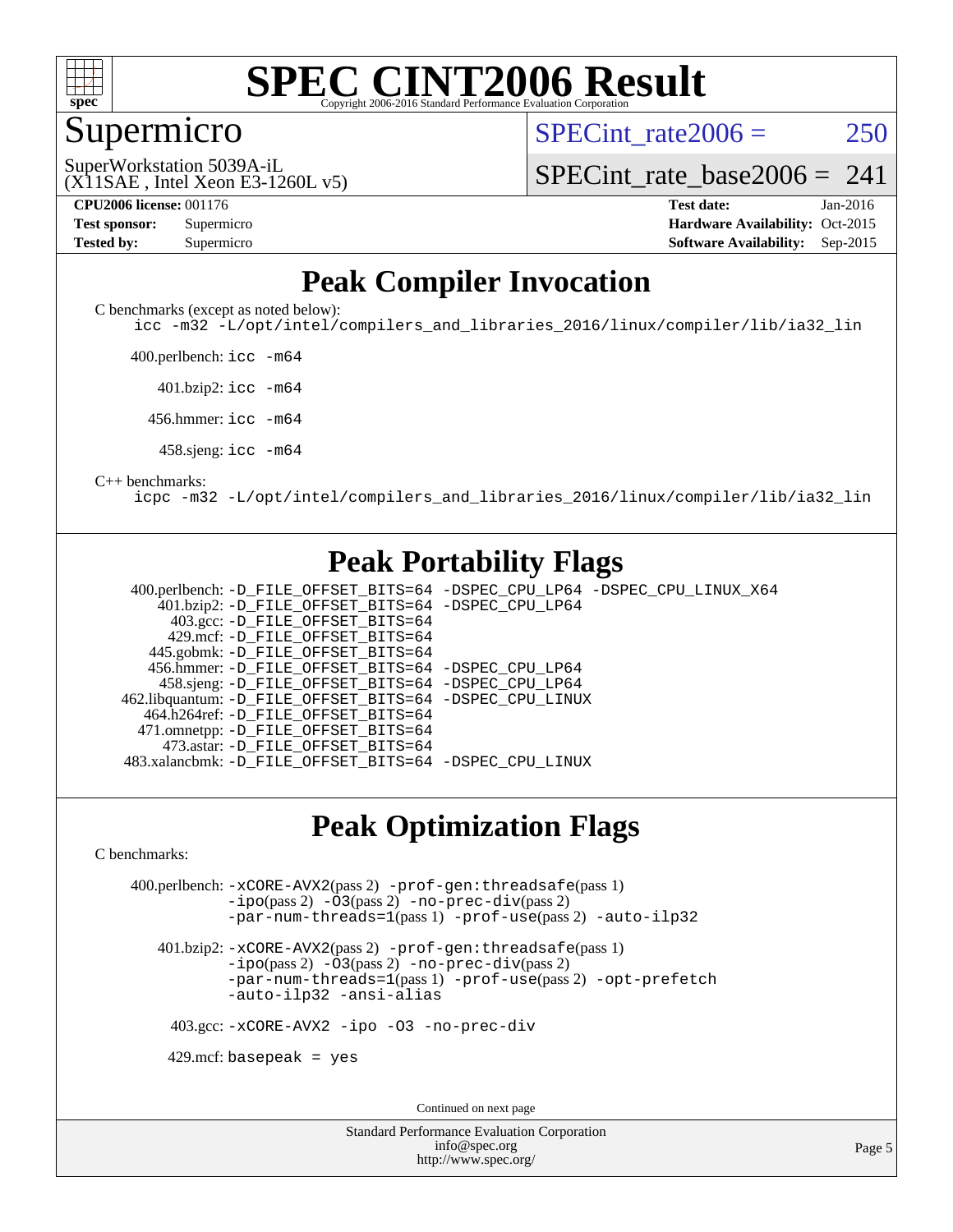# SPEC CINT2006 Result

Copyright 2006-2016 Standard Performance Evaluation Corporation

## Supermicro

SuperWorkstation 5039A-iL
(X11SAE , Intel Xeon E3-1260L v5)

SPECint_rate2006 = 250

SPECint_rate_base2006 = 241

| | | | |
|---|---|---|---|
| **CPU2006 license:** 001176 | | **Test date:** | Jan-2016 |
| **Test sponsor:** | Supermicro | **Hardware Availability:** | Oct-2015 |
| **Tested by:** | Supermicro | **Software Availability:** | Sep-2015 |

## Peak Compiler Invocation

C benchmarks (except as noted below):

```
icc -m32 -L/opt/intel/compilers_and_libraries_2016/linux/compiler/lib/ia32_lin
```

400.perlbench: `icc -m64`

401.bzip2: `icc -m64`

456.hmmer: `icc -m64`

458.sjeng: `icc -m64`

C++ benchmarks:

```
icpc -m32 -L/opt/intel/compilers_and_libraries_2016/linux/compiler/lib/ia32_lin
```

## Peak Portability Flags

400.perlbench: `-D_FILE_OFFSET_BITS=64 -DSPEC_CPU_LP64 -DSPEC_CPU_LINUX_X64`
401.bzip2: `-D_FILE_OFFSET_BITS=64 -DSPEC_CPU_LP64`
403.gcc: `-D_FILE_OFFSET_BITS=64`
429.mcf: `-D_FILE_OFFSET_BITS=64`
445.gobmk: `-D_FILE_OFFSET_BITS=64`
456.hmmer: `-D_FILE_OFFSET_BITS=64 -DSPEC_CPU_LP64`
458.sjeng: `-D_FILE_OFFSET_BITS=64 -DSPEC_CPU_LP64`
462.libquantum: `-D_FILE_OFFSET_BITS=64 -DSPEC_CPU_LINUX`
464.h264ref: `-D_FILE_OFFSET_BITS=64`
471.omnetpp: `-D_FILE_OFFSET_BITS=64`
473.astar: `-D_FILE_OFFSET_BITS=64`
483.xalancbmk: `-D_FILE_OFFSET_BITS=64 -DSPEC_CPU_LINUX`

## Peak Optimization Flags

C benchmarks:

400.perlbench: `-xCORE-AVX2`(pass 2) `-prof-gen:threadsafe`(pass 1) `-ipo`(pass 2) `-O3`(pass 2) `-no-prec-div`(pass 2) `-par-num-threads=1`(pass 1) `-prof-use`(pass 2) `-auto-ilp32`

401.bzip2: `-xCORE-AVX2`(pass 2) `-prof-gen:threadsafe`(pass 1) `-ipo`(pass 2) `-O3`(pass 2) `-no-prec-div`(pass 2) `-par-num-threads=1`(pass 1) `-prof-use`(pass 2) `-opt-prefetch` `-auto-ilp32` `-ansi-alias`

403.gcc: `-xCORE-AVX2 -ipo -O3 -no-prec-div`

429.mcf: `basepeak = yes`

Continued on next page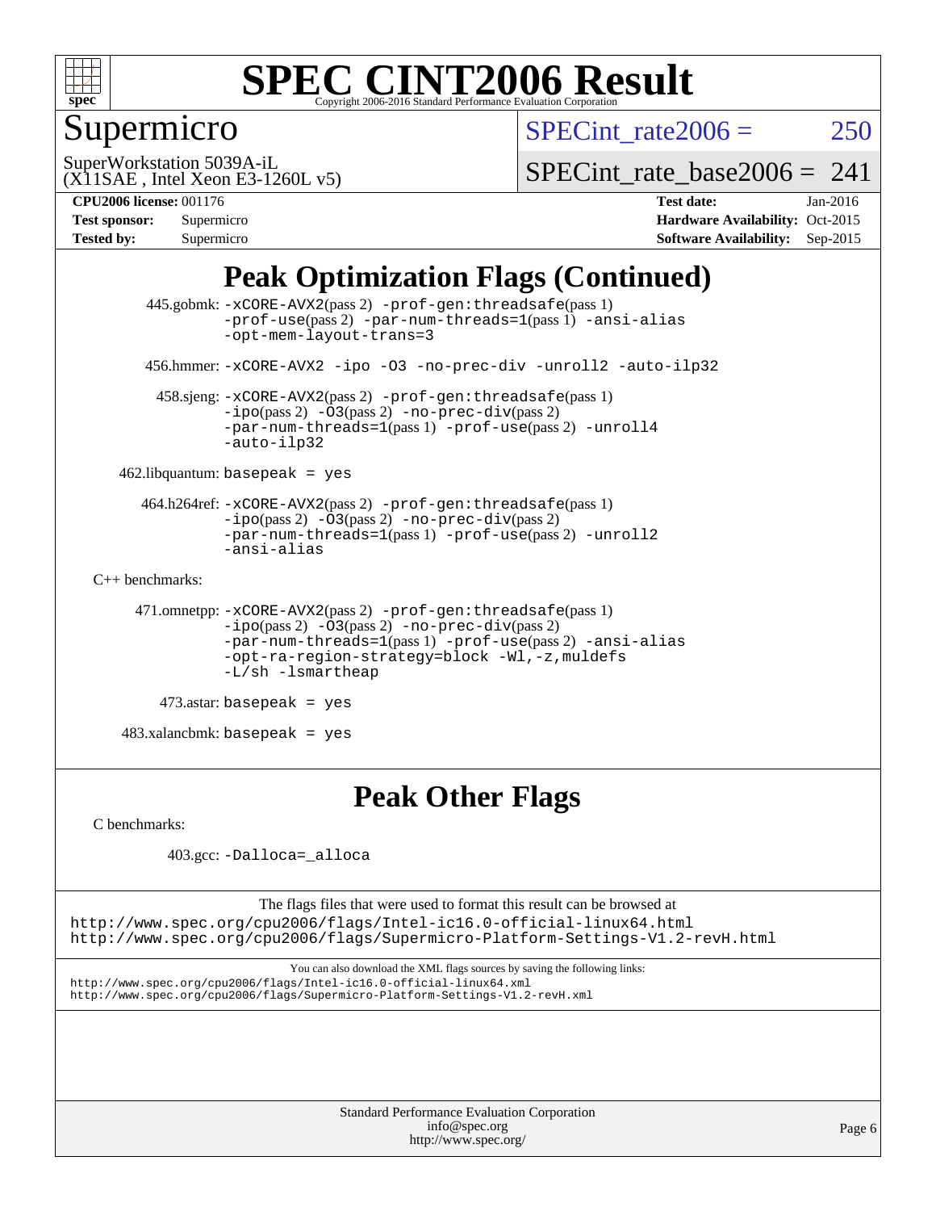# Peak Optimization Flags (Continued)

445.gobmk: -xCORE-AVX2(pass 2) -prof-gen:threadsafe(pass 1) -prof-use(pass 2) -par-num-threads=1(pass 1) -ansi-alias -opt-mem-layout-trans=3

456.hmmer: -xCORE-AVX2 -ipo -O3 -no-prec-div -unroll2 -auto-ilp32

458.sjeng: -xCORE-AVX2(pass 2) -prof-gen:threadsafe(pass 1) -ipo(pass 2) -O3(pass 2) -no-prec-div(pass 2) -par-num-threads=1(pass 1) -prof-use(pass 2) -unroll4 -auto-ilp32

462.libquantum: basepeak = yes

464.h264ref: -xCORE-AVX2(pass 2) -prof-gen:threadsafe(pass 1) -ipo(pass 2) -O3(pass 2) -no-prec-div(pass 2) -par-num-threads=1(pass 1) -prof-use(pass 2) -unroll2 -ansi-alias

C++ benchmarks:

471.omnetpp: -xCORE-AVX2(pass 2) -prof-gen:threadsafe(pass 1) -ipo(pass 2) -O3(pass 2) -no-prec-div(pass 2) -par-num-threads=1(pass 1) -prof-use(pass 2) -ansi-alias -opt-ra-region-strategy=block -Wl,-z,muldefs -L/sh -lsmartheap

473.astar: basepeak = yes

483.xalancbmk: basepeak = yes

# Peak Other Flags

C benchmarks:

403.gcc: -Dalloca=_alloca

The flags files that were used to format this result can be browsed at
http://www.spec.org/cpu2006/flags/Intel-ic16.0-official-linux64.html
http://www.spec.org/cpu2006/flags/Supermicro-Platform-Settings-V1.2-revH.html

You can also download the XML flags sources by saving the following links:
http://www.spec.org/cpu2006/flags/Intel-ic16.0-official-linux64.xml
http://www.spec.org/cpu2006/flags/Supermicro-Platform-Settings-V1.2-revH.xml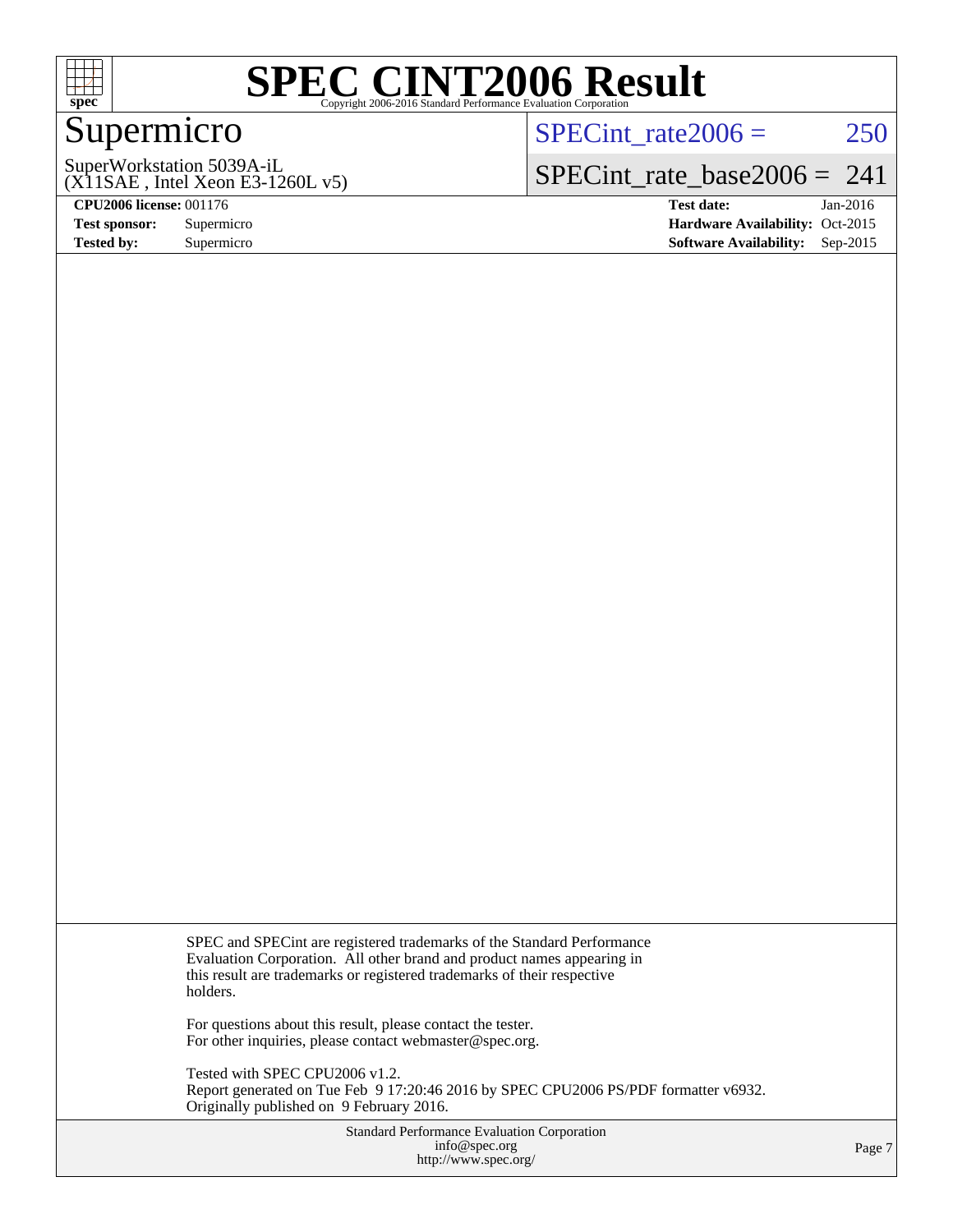# SPEC CINT2006 Result

Copyright 2006-2016 Standard Performance Evaluation Corporation

## Supermicro

SuperWorkstation 5039A-iL
(X11SAE , Intel Xeon E3-1260L v5)

SPECint_rate2006 = 250

SPECint_rate_base2006 = 241

**CPU2006 license:** 001176
**Test sponsor:** Supermicro
**Tested by:** Supermicro

**Test date:** Jan-2016
**Hardware Availability:** Oct-2015
**Software Availability:** Sep-2015

SPEC and SPECint are registered trademarks of the Standard Performance Evaluation Corporation. All other brand and product names appearing in this result are trademarks or registered trademarks of their respective holders.

For questions about this result, please contact the tester.
For other inquiries, please contact webmaster@spec.org.

Tested with SPEC CPU2006 v1.2.
Report generated on Tue Feb 9 17:20:46 2016 by SPEC CPU2006 PS/PDF formatter v6932.
Originally published on 9 February 2016.